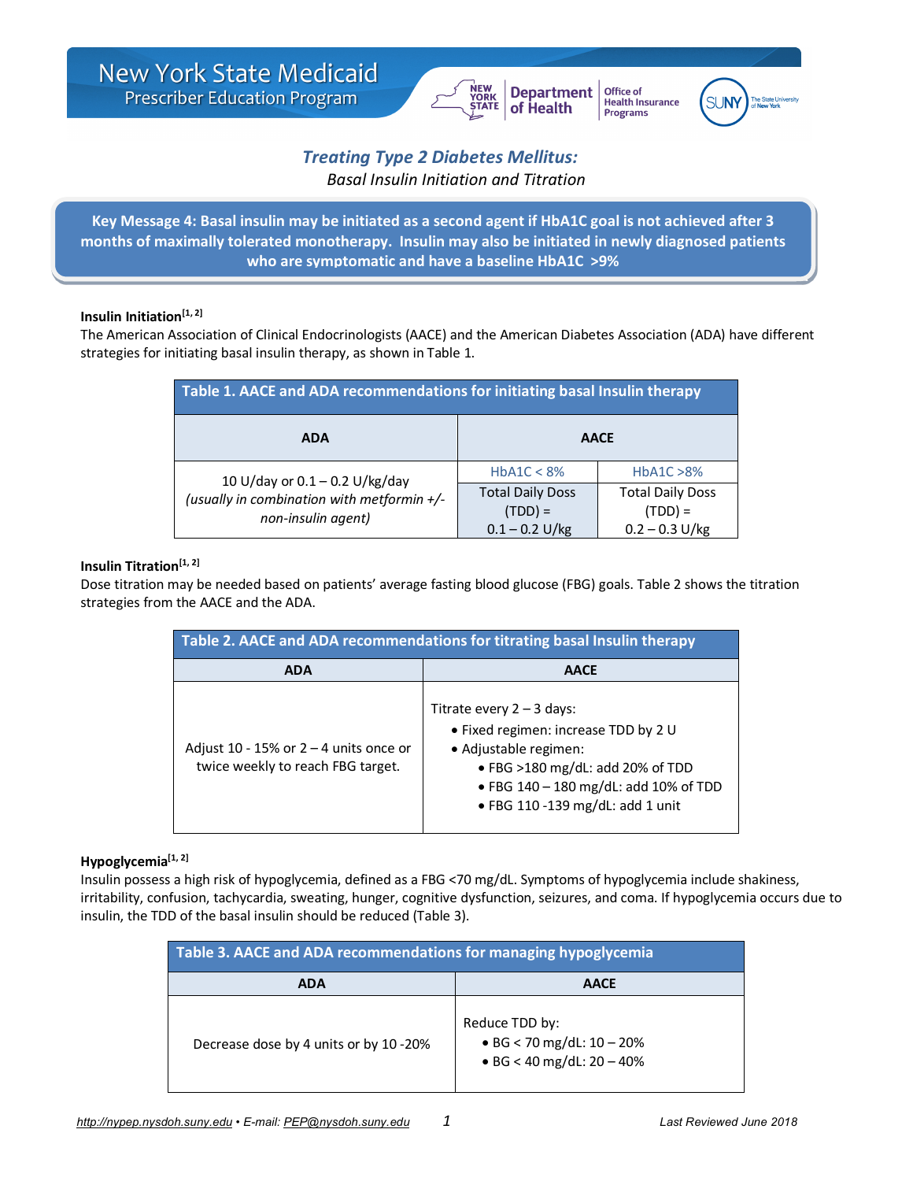New York State Medicaid
Prescriber Education Program

# *Treating Type 2 Diabetes Mellitus:*

*Basal Insulin Initiation and Titration*

**Key Message 4: Basal insulin may be initiated as a second agent if HbA1C goal is not achieved after 3 months of maximally tolerated monotherapy. Insulin may also be initiated in newly diagnosed patients who are symptomatic and have a baseline HbA1C >9%**

**Insulin Initiation[1, 2]**

The American Association of Clinical Endocrinologists (AACE) and the American Diabetes Association (ADA) have different strategies for initiating basal insulin therapy, as shown in Table 1.

| Table 1. AACE and ADA recommendations for initiating basal Insulin therapy | | |
|---|---|---|
| **ADA** | **AACE** | |
| 10 U/day or 0.1 – 0.2 U/kg/day *(usually in combination with metformin +/- non-insulin agent)* | HbA1C < 8%<br>Total Daily Doss (TDD) = 0.1 – 0.2 U/kg | HbA1C >8%<br>Total Daily Doss (TDD) = 0.2 – 0.3 U/kg |

**Insulin Titration[1, 2]**

Dose titration may be needed based on patients' average fasting blood glucose (FBG) goals. Table 2 shows the titration strategies from the AACE and the ADA.

| Table 2. AACE and ADA recommendations for titrating basal Insulin therapy | |
|---|---|
| **ADA** | **AACE** |
| Adjust 10 - 15% or 2 – 4 units once or twice weekly to reach FBG target. | Titrate every 2 – 3 days:<br>• Fixed regimen: increase TDD by 2 U<br>• Adjustable regimen:<br>  • FBG >180 mg/dL: add 20% of TDD<br>  • FBG 140 – 180 mg/dL: add 10% of TDD<br>  • FBG 110 -139 mg/dL: add 1 unit |

**Hypoglycemia[1, 2]**

Insulin possess a high risk of hypoglycemia, defined as a FBG <70 mg/dL. Symptoms of hypoglycemia include shakiness, irritability, confusion, tachycardia, sweating, hunger, cognitive dysfunction, seizures, and coma. If hypoglycemia occurs due to insulin, the TDD of the basal insulin should be reduced (Table 3).

| Table 3. AACE and ADA recommendations for managing hypoglycemia | |
|---|---|
| **ADA** | **AACE** |
| Decrease dose by 4 units or by 10 -20% | Reduce TDD by:<br>• BG < 70 mg/dL: 10 – 20%<br>• BG < 40 mg/dL: 20 – 40% |

http://nypep.nysdoh.suny.edu • E-mail: PEP@nysdoh.suny.edu

Last Reviewed June 2018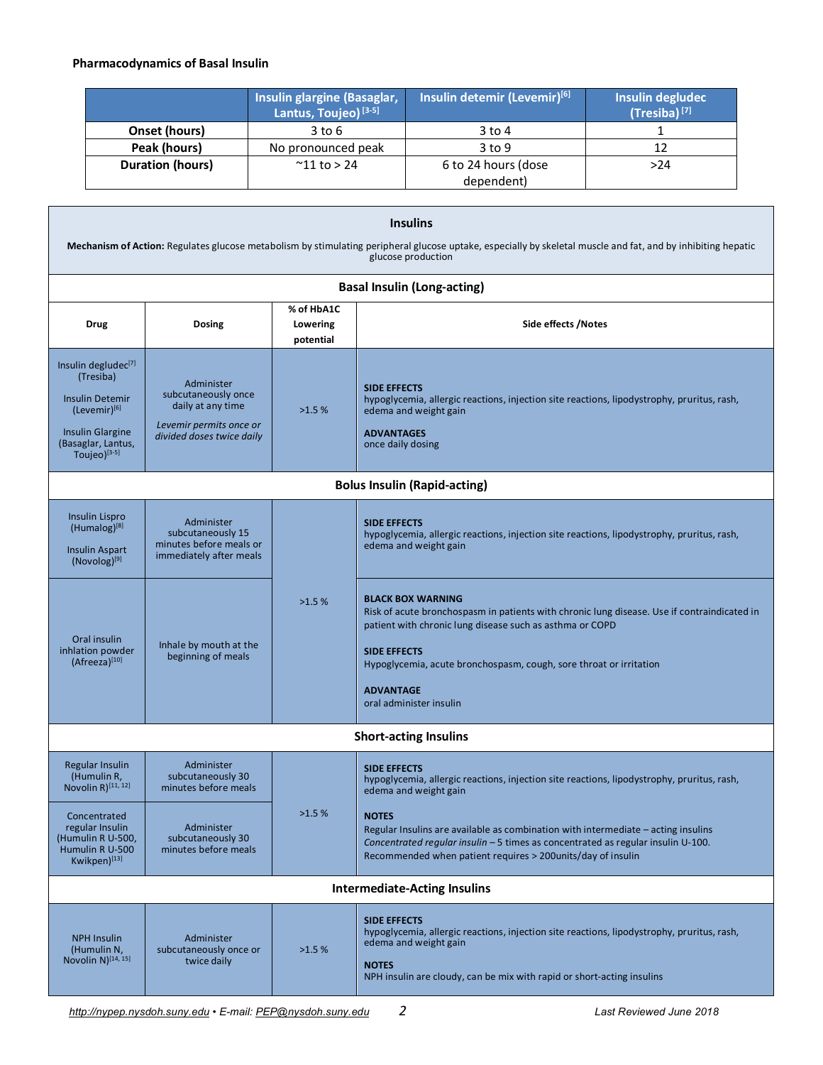**Pharmacodynamics of Basal Insulin**

| | Insulin glargine (Basaglar, Lantus, Toujeo)[3-5] | Insulin detemir (Levemir)[6] | Insulin degludec (Tresiba)[7] |
|---|---|---|---|
| **Onset (hours)** | 3 to 6 | 3 to 4 | 1 |
| **Peak (hours)** | No pronounced peak | 3 to 9 | 12 |
| **Duration (hours)** | ~11 to > 24 | 6 to 24 hours (dose dependent) | >24 |

**Insulins**

**Mechanism of Action:** Regulates glucose metabolism by stimulating peripheral glucose uptake, especially by skeletal muscle and fat, and by inhibiting hepatic glucose production

| Drug | Dosing | % of HbA1C Lowering potential | Side effects /Notes |
|---|---|---|---|
| **Basal Insulin (Long-acting)** | | | |
| Insulin degludec[7] (Tresiba)<br><br>Insulin Detemir (Levemir)[6]<br><br>Insulin Glargine (Basaglar, Lantus, Toujeo)[3-5] | Administer subcutaneously once daily at any time<br><br>*Levemir permits once or divided doses twice daily* | >1.5 % | **SIDE EFFECTS**<br>hypoglycemia, allergic reactions, injection site reactions, lipodystrophy, pruritus, rash, edema and weight gain<br><br>**ADVANTAGES**<br>once daily dosing |
| **Bolus Insulin (Rapid-acting)** | | | |
| Insulin Lispro (Humalog)[8]<br><br>Insulin Aspart (Novolog)[9] | Administer subcutaneously 15 minutes before meals or immediately after meals | >1.5 % | **SIDE EFFECTS**<br>hypoglycemia, allergic reactions, injection site reactions, lipodystrophy, pruritus, rash, edema and weight gain |
| Oral insulin inhlation powder (Afreeza)[10] | Inhale by mouth at the beginning of meals | >1.5 % | **BLACK BOX WARNING**<br>Risk of acute bronchospasm in patients with chronic lung disease. Use if contraindicated in patient with chronic lung disease such as asthma or COPD<br><br>**SIDE EFFECTS**<br>Hypoglycemia, acute bronchospasm, cough, sore throat or irritation<br><br>**ADVANTAGE**<br>oral administer insulin |
| **Short-acting Insulins** | | | |
| Regular Insulin (Humulin R, Novolin R)[11, 12] | Administer subcutaneously 30 minutes before meals | >1.5 % | **SIDE EFFECTS**<br>hypoglycemia, allergic reactions, injection site reactions, lipodystrophy, pruritus, rash, edema and weight gain<br><br>**NOTES**<br>Regular Insulins are available as combination with intermediate – acting insulins<br>*Concentrated regular insulin* – 5 times as concentrated as regular insulin U-100. Recommended when patient requires > 200units/day of insulin |
| Concentrated regular Insulin (Humulin R U-500, Humulin R U-500 Kwikpen)[13] | Administer subcutaneously 30 minutes before meals | >1.5 % | |
| **Intermediate-Acting Insulins** | | | |
| NPH Insulin (Humulin N, Novolin N)[14, 15] | Administer subcutaneously once or twice daily | >1.5 % | **SIDE EFFECTS**<br>hypoglycemia, allergic reactions, injection site reactions, lipodystrophy, pruritus, rash, edema and weight gain<br><br>**NOTES**<br>NPH insulin are cloudy, can be mix with rapid or short-acting insulins |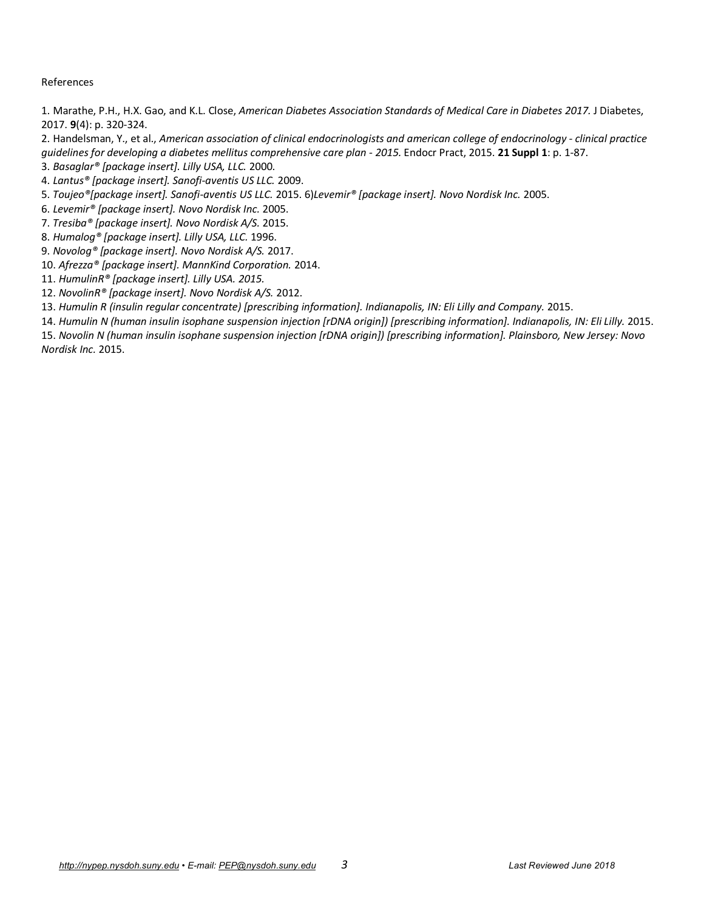References

1. Marathe, P.H., H.X. Gao, and K.L. Close, *American Diabetes Association Standards of Medical Care in Diabetes 2017.* J Diabetes, 2017. **9**(4): p. 320-324.
2. Handelsman, Y., et al., *American association of clinical endocrinologists and american college of endocrinology - clinical practice guidelines for developing a diabetes mellitus comprehensive care plan - 2015.* Endocr Pract, 2015. **21 Suppl 1**: p. 1-87.
3. *Basaglar® [package insert]. Lilly USA, LLC.* 2000.
4. *Lantus® [package insert]. Sanofi-aventis US LLC.* 2009.
5. *Toujeo®[package insert]. Sanofi-aventis US LLC.* 2015. 6)*Levemir® [package insert]. Novo Nordisk Inc.* 2005.
6. *Levemir® [package insert]. Novo Nordisk Inc.* 2005.
7. *Tresiba® [package insert]. Novo Nordisk A/S*. 2015.
8. *Humalog® [package insert]. Lilly USA, LLC.* 1996.
9. *Novolog® [package insert]. Novo Nordisk A/S.* 2017.
10. *Afrezza® [package insert]. MannKind Corporation.* 2014.
11. *HumulinR® [package insert]. Lilly USA. 2015.*
12. *NovolinR® [package insert]. Novo Nordisk A/S.* 2012.
13. *Humulin R (insulin regular concentrate) [prescribing information]. Indianapolis, IN: Eli Lilly and Company.* 2015.
14. *Humulin N (human insulin isophane suspension injection [rDNA origin]) [prescribing information]. Indianapolis, IN: Eli Lilly.* 2015.
15. *Novolin N (human insulin isophane suspension injection [rDNA origin]) [prescribing information]. Plainsboro, New Jersey: Novo Nordisk Inc*. 2015.